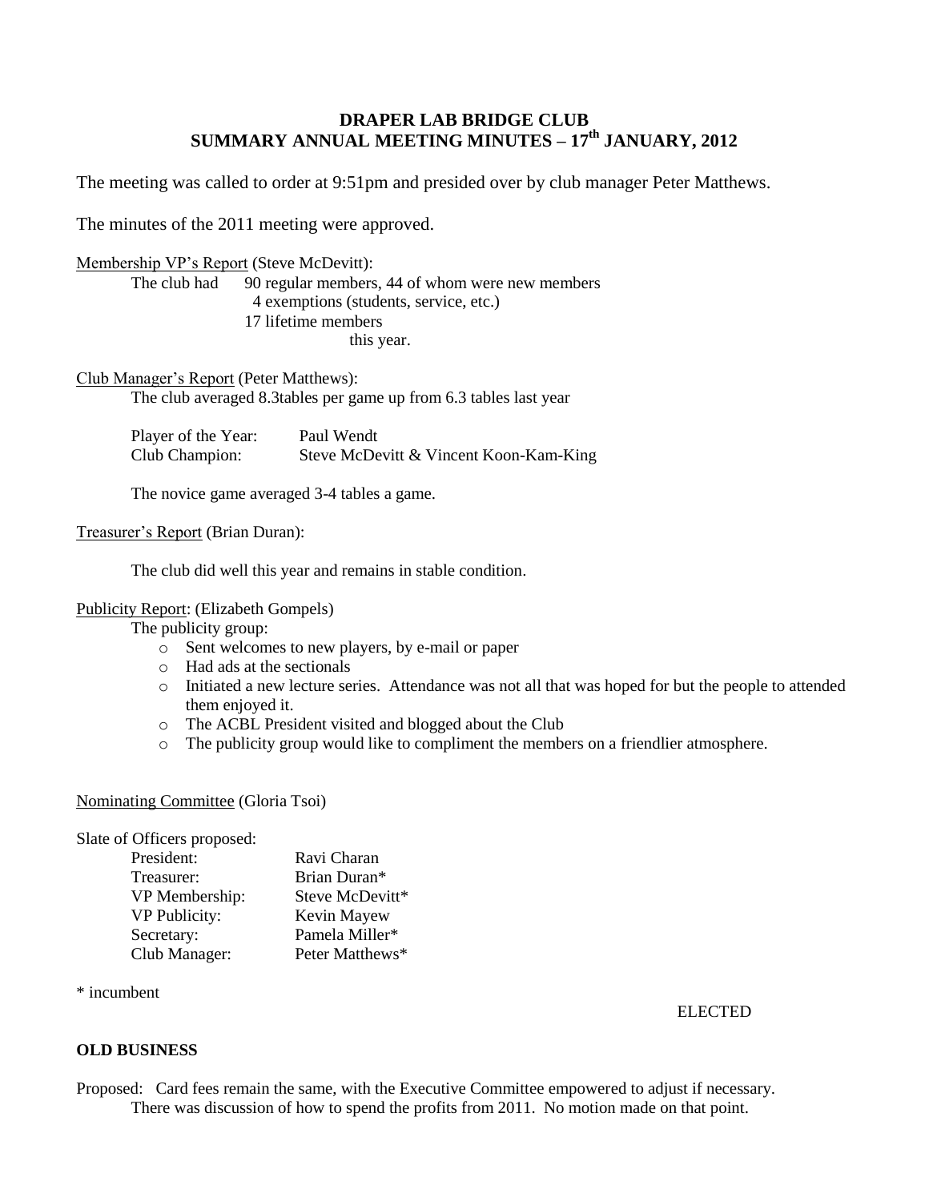# DRAPER LAB BRIDGE CLUB
## SUMMARY ANNUAL MEETING MINUTES – 17th JANUARY, 2012

The meeting was called to order at 9:51pm and presided over by club manager Peter Matthews.

The minutes of the 2011 meeting were approved.

Membership VP's Report (Steve McDevitt):

The club had 90 regular members, 44 of whom were new members
4 exemptions (students, service, etc.)
17 lifetime members
this year.

Club Manager's Report (Peter Matthews):

The club averaged 8.3tables per game up from 6.3 tables last year

| | |
|---|---|
| Player of the Year: | Paul Wendt |
| Club Champion: | Steve McDevitt & Vincent Koon-Kam-King |

The novice game averaged 3-4 tables a game.

Treasurer's Report (Brian Duran):

The club did well this year and remains in stable condition.

Publicity Report: (Elizabeth Gompels)

The publicity group:

- Sent welcomes to new players, by e-mail or paper
- Had ads at the sectionals
- Initiated a new lecture series. Attendance was not all that was hoped for but the people to attended them enjoyed it.
- The ACBL President visited and blogged about the Club
- The publicity group would like to compliment the members on a friendlier atmosphere.

Nominating Committee (Gloria Tsoi)

Slate of Officers proposed:

| | |
|---|---|
| President: | Ravi Charan |
| Treasurer: | Brian Duran* |
| VP Membership: | Steve McDevitt* |
| VP Publicity: | Kevin Mayew |
| Secretary: | Pamela Miller* |
| Club Manager: | Peter Matthews* |

* incumbent

ELECTED

**OLD BUSINESS**

Proposed: Card fees remain the same, with the Executive Committee empowered to adjust if necessary.
There was discussion of how to spend the profits from 2011. No motion made on that point.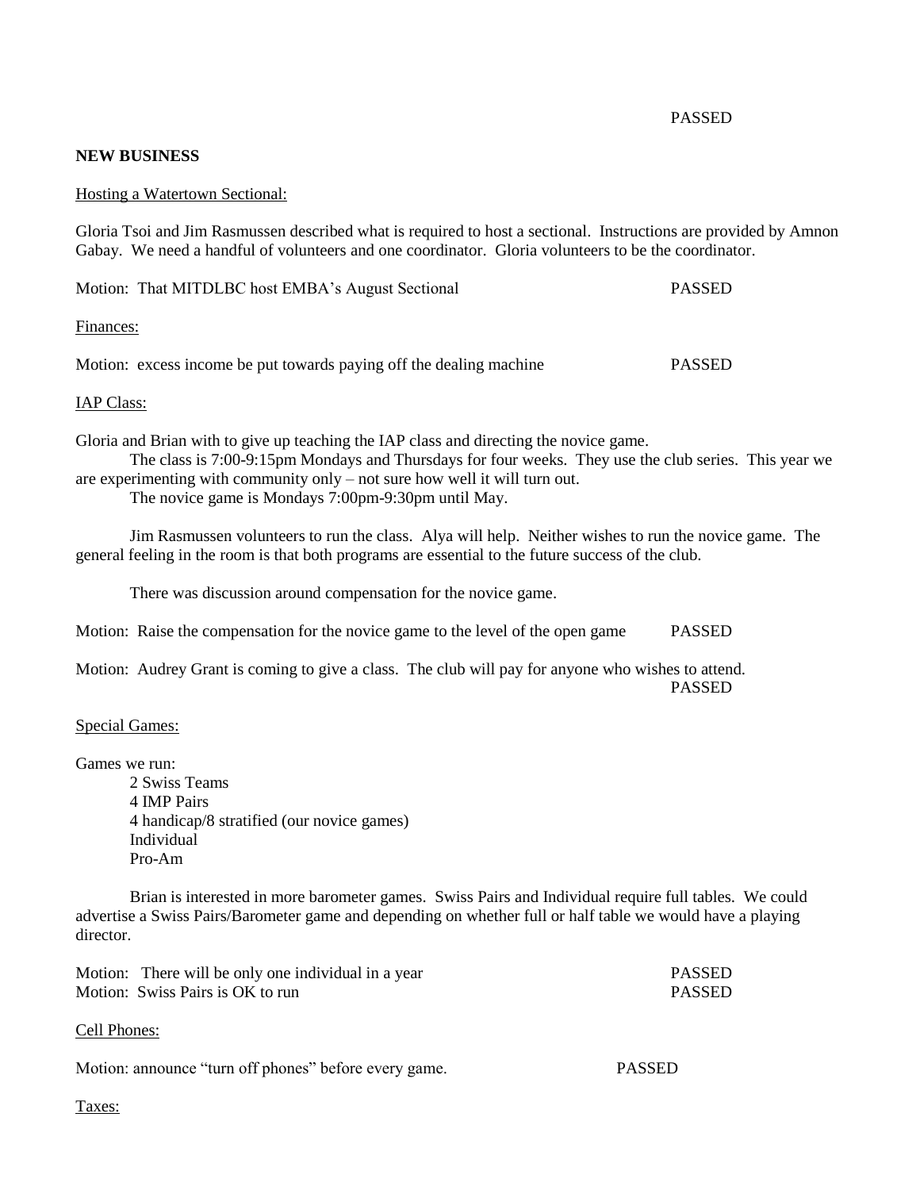PASSED

**NEW BUSINESS**

Hosting a Watertown Sectional:

Gloria Tsoi and Jim Rasmussen described what is required to host a sectional. Instructions are provided by Amnon Gabay. We need a handful of volunteers and one coordinator. Gloria volunteers to be the coordinator.

Motion: That MITDLBC host EMBA's August Sectional — PASSED

Finances:

Motion: excess income be put towards paying off the dealing machine — PASSED

IAP Class:

Gloria and Brian with to give up teaching the IAP class and directing the novice game.

The class is 7:00-9:15pm Mondays and Thursdays for four weeks. They use the club series. This year we are experimenting with community only – not sure how well it will turn out.

The novice game is Mondays 7:00pm-9:30pm until May.

Jim Rasmussen volunteers to run the class. Alya will help. Neither wishes to run the novice game. The general feeling in the room is that both programs are essential to the future success of the club.

There was discussion around compensation for the novice game.

Motion: Raise the compensation for the novice game to the level of the open game — PASSED

Motion: Audrey Grant is coming to give a class. The club will pay for anyone who wishes to attend. — PASSED

Special Games:

Games we run:

- 2 Swiss Teams
- 4 IMP Pairs
- 4 handicap/8 stratified (our novice games)
- Individual
- Pro-Am

Brian is interested in more barometer games. Swiss Pairs and Individual require full tables. We could advertise a Swiss Pairs/Barometer game and depending on whether full or half table we would have a playing director.

Motion: There will be only one individual in a year — PASSED
Motion: Swiss Pairs is OK to run — PASSED

Cell Phones:

Motion: announce "turn off phones" before every game. — PASSED

Taxes: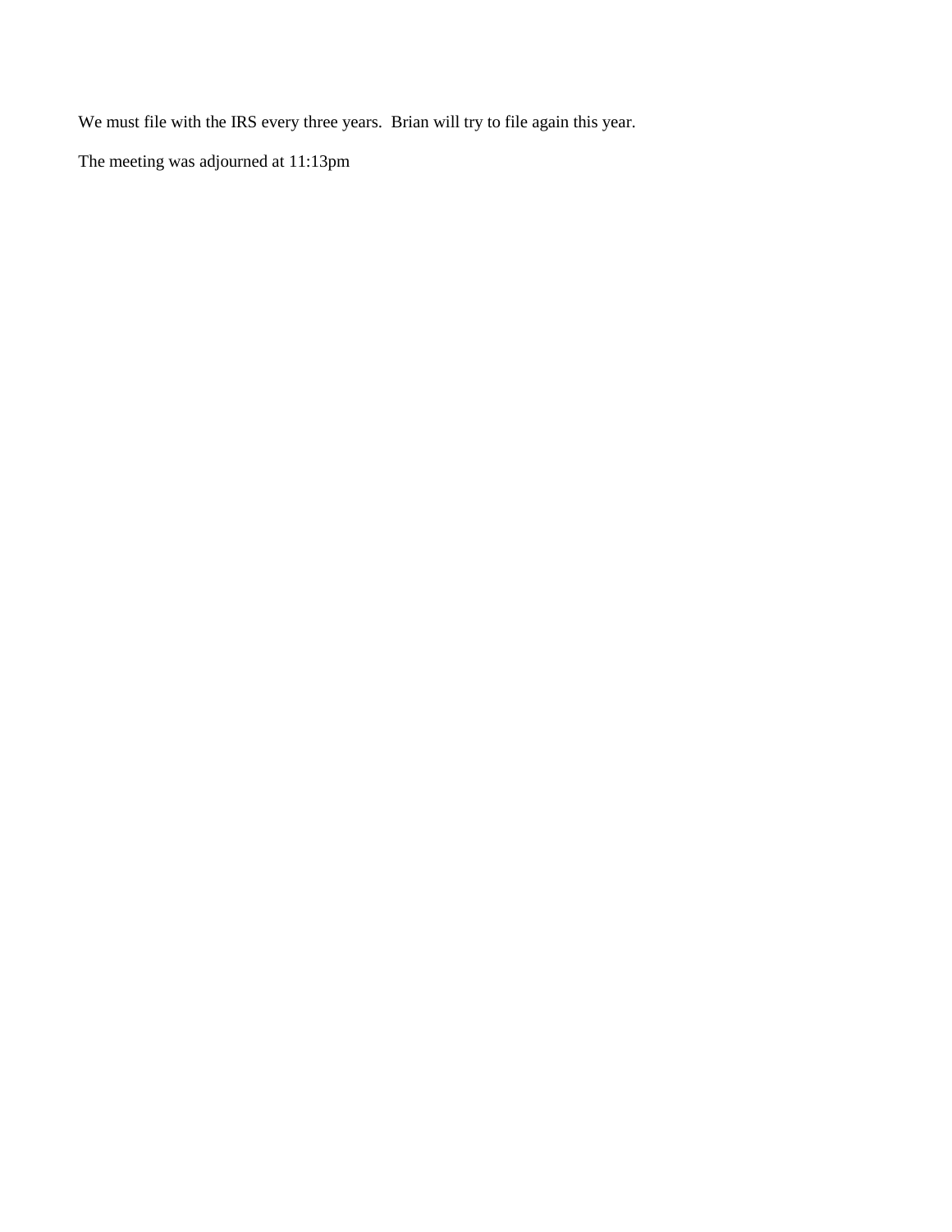We must file with the IRS every three years.  Brian will try to file again this year.

The meeting was adjourned at 11:13pm